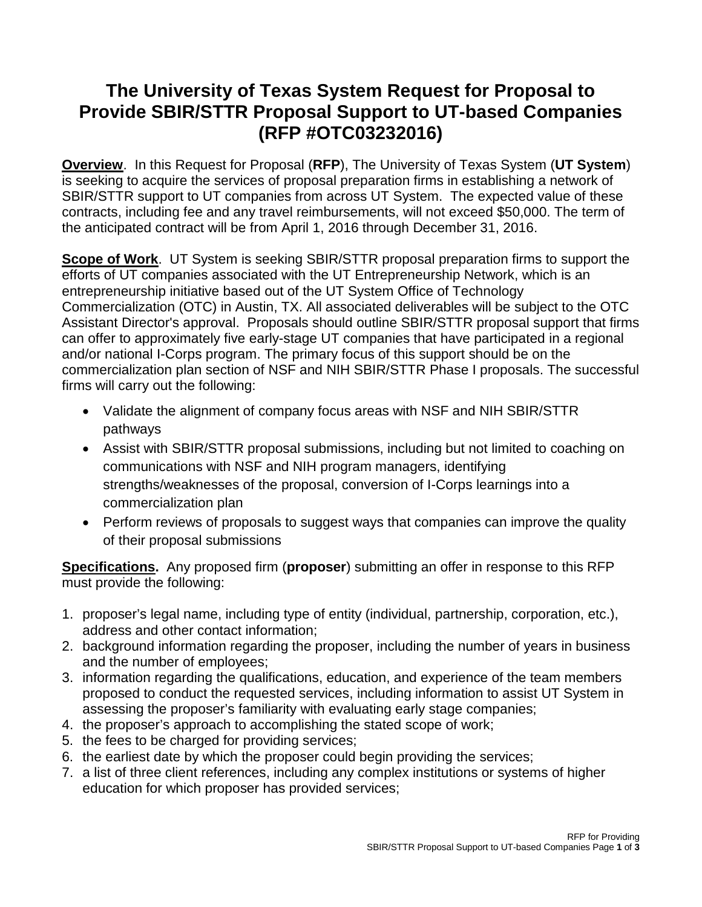# The University of Texas System Request for Proposal to Provide SBIR/STTR Proposal Support to UT-based Companies (RFP #OTC03232016)

**Overview**. In this Request for Proposal (**RFP**), The University of Texas System (**UT System**) is seeking to acquire the services of proposal preparation firms in establishing a network of SBIR/STTR support to UT companies from across UT System. The expected value of these contracts, including fee and any travel reimbursements, will not exceed $50,000. The term of the anticipated contract will be from April 1, 2016 through December 31, 2016.

**Scope of Work**. UT System is seeking SBIR/STTR proposal preparation firms to support the efforts of UT companies associated with the UT Entrepreneurship Network, which is an entrepreneurship initiative based out of the UT System Office of Technology Commercialization (OTC) in Austin, TX. All associated deliverables will be subject to the OTC Assistant Director's approval. Proposals should outline SBIR/STTR proposal support that firms can offer to approximately five early-stage UT companies that have participated in a regional and/or national I-Corps program. The primary focus of this support should be on the commercialization plan section of NSF and NIH SBIR/STTR Phase I proposals. The successful firms will carry out the following:

- Validate the alignment of company focus areas with NSF and NIH SBIR/STTR pathways
- Assist with SBIR/STTR proposal submissions, including but not limited to coaching on communications with NSF and NIH program managers, identifying strengths/weaknesses of the proposal, conversion of I-Corps learnings into a commercialization plan
- Perform reviews of proposals to suggest ways that companies can improve the quality of their proposal submissions

**Specifications.** Any proposed firm (**proposer**) submitting an offer in response to this RFP must provide the following:

1. proposer's legal name, including type of entity (individual, partnership, corporation, etc.), address and other contact information;
2. background information regarding the proposer, including the number of years in business and the number of employees;
3. information regarding the qualifications, education, and experience of the team members proposed to conduct the requested services, including information to assist UT System in assessing the proposer's familiarity with evaluating early stage companies;
4. the proposer's approach to accomplishing the stated scope of work;
5. the fees to be charged for providing services;
6. the earliest date by which the proposer could begin providing the services;
7. a list of three client references, including any complex institutions or systems of higher education for which proposer has provided services;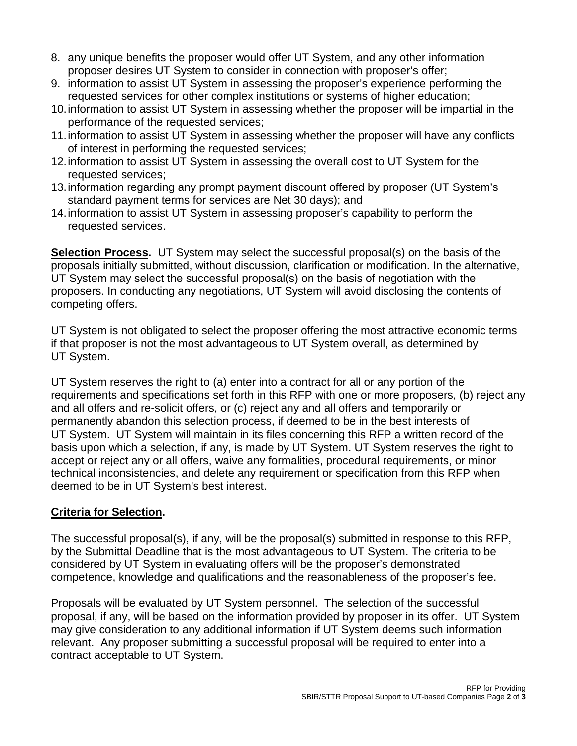8. any unique benefits the proposer would offer UT System, and any other information proposer desires UT System to consider in connection with proposer's offer;
9. information to assist UT System in assessing the proposer's experience performing the requested services for other complex institutions or systems of higher education;
10. information to assist UT System in assessing whether the proposer will be impartial in the performance of the requested services;
11. information to assist UT System in assessing whether the proposer will have any conflicts of interest in performing the requested services;
12. information to assist UT System in assessing the overall cost to UT System for the requested services;
13. information regarding any prompt payment discount offered by proposer (UT System's standard payment terms for services are Net 30 days); and
14. information to assist UT System in assessing proposer's capability to perform the requested services.

**Selection Process.** UT System may select the successful proposal(s) on the basis of the proposals initially submitted, without discussion, clarification or modification. In the alternative, UT System may select the successful proposal(s) on the basis of negotiation with the proposers. In conducting any negotiations, UT System will avoid disclosing the contents of competing offers.

UT System is not obligated to select the proposer offering the most attractive economic terms if that proposer is not the most advantageous to UT System overall, as determined by UT System.

UT System reserves the right to (a) enter into a contract for all or any portion of the requirements and specifications set forth in this RFP with one or more proposers, (b) reject any and all offers and re-solicit offers, or (c) reject any and all offers and temporarily or permanently abandon this selection process, if deemed to be in the best interests of UT System. UT System will maintain in its files concerning this RFP a written record of the basis upon which a selection, if any, is made by UT System. UT System reserves the right to accept or reject any or all offers, waive any formalities, procedural requirements, or minor technical inconsistencies, and delete any requirement or specification from this RFP when deemed to be in UT System's best interest.

**Criteria for Selection.**

The successful proposal(s), if any, will be the proposal(s) submitted in response to this RFP, by the Submittal Deadline that is the most advantageous to UT System. The criteria to be considered by UT System in evaluating offers will be the proposer's demonstrated competence, knowledge and qualifications and the reasonableness of the proposer's fee.

Proposals will be evaluated by UT System personnel. The selection of the successful proposal, if any, will be based on the information provided by proposer in its offer. UT System may give consideration to any additional information if UT System deems such information relevant. Any proposer submitting a successful proposal will be required to enter into a contract acceptable to UT System.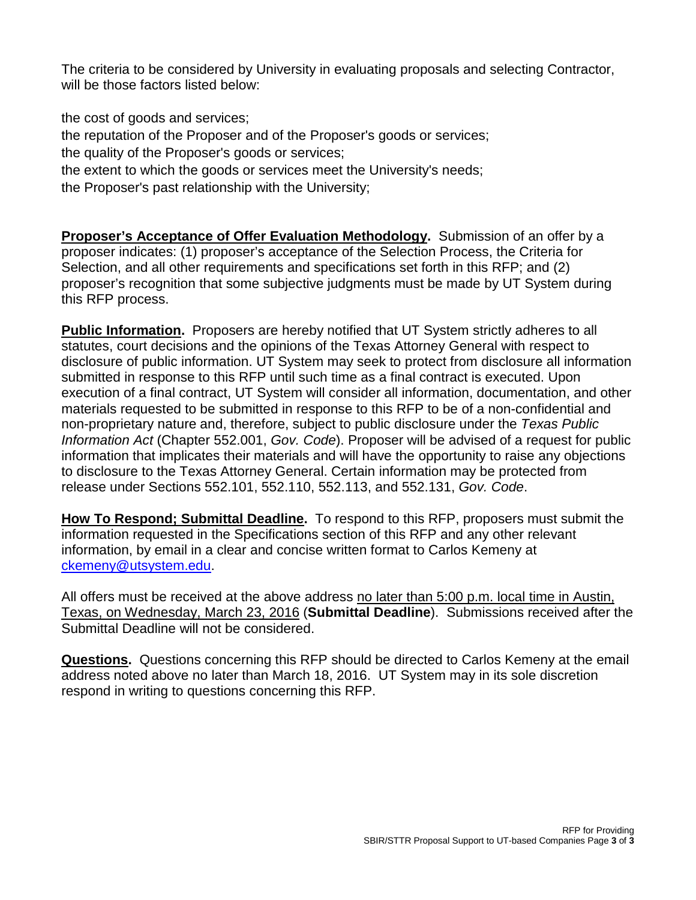The criteria to be considered by University in evaluating proposals and selecting Contractor, will be those factors listed below:

the cost of goods and services;
the reputation of the Proposer and of the Proposer's goods or services;
the quality of the Proposer's goods or services;
the extent to which the goods or services meet the University's needs;
the Proposer's past relationship with the University;

**Proposer's Acceptance of Offer Evaluation Methodology.** Submission of an offer by a proposer indicates: (1) proposer's acceptance of the Selection Process, the Criteria for Selection, and all other requirements and specifications set forth in this RFP; and (2) proposer's recognition that some subjective judgments must be made by UT System during this RFP process.

**Public Information.** Proposers are hereby notified that UT System strictly adheres to all statutes, court decisions and the opinions of the Texas Attorney General with respect to disclosure of public information. UT System may seek to protect from disclosure all information submitted in response to this RFP until such time as a final contract is executed. Upon execution of a final contract, UT System will consider all information, documentation, and other materials requested to be submitted in response to this RFP to be of a non-confidential and non-proprietary nature and, therefore, subject to public disclosure under the *Texas Public Information Act* (Chapter 552.001, *Gov. Code*). Proposer will be advised of a request for public information that implicates their materials and will have the opportunity to raise any objections to disclosure to the Texas Attorney General. Certain information may be protected from release under Sections 552.101, 552.110, 552.113, and 552.131, *Gov. Code*.

**How To Respond; Submittal Deadline.** To respond to this RFP, proposers must submit the information requested in the Specifications section of this RFP and any other relevant information, by email in a clear and concise written format to Carlos Kemeny at ckemeny@utsystem.edu.

All offers must be received at the above address no later than 5:00 p.m. local time in Austin, Texas, on Wednesday, March 23, 2016 (**Submittal Deadline**). Submissions received after the Submittal Deadline will not be considered.

**Questions.** Questions concerning this RFP should be directed to Carlos Kemeny at the email address noted above no later than March 18, 2016. UT System may in its sole discretion respond in writing to questions concerning this RFP.